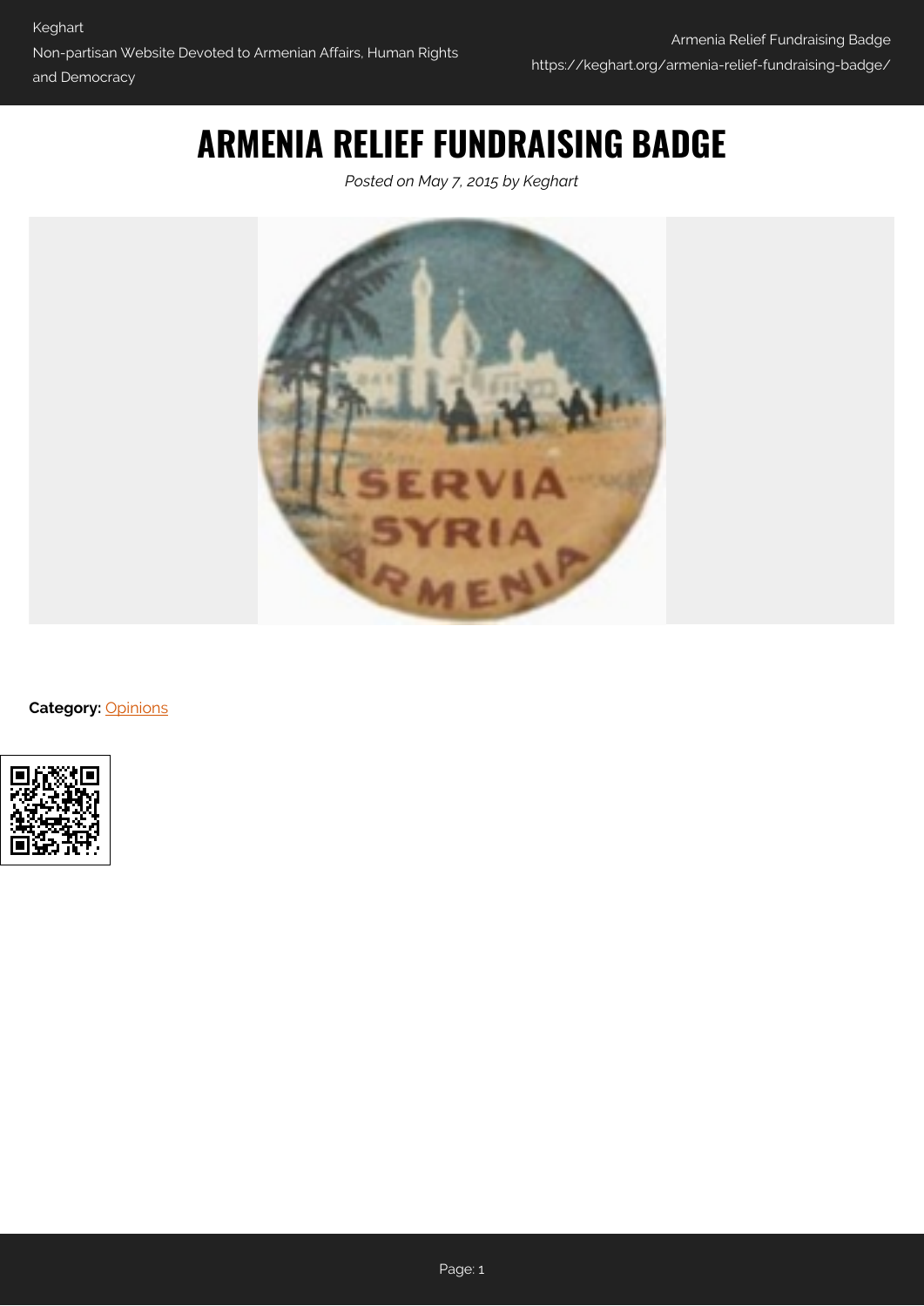# ARMENIA RELIEF FUNDRAISING BADGE

*Posted on May 7, 2015 by Keghart*

**Category:** Opinions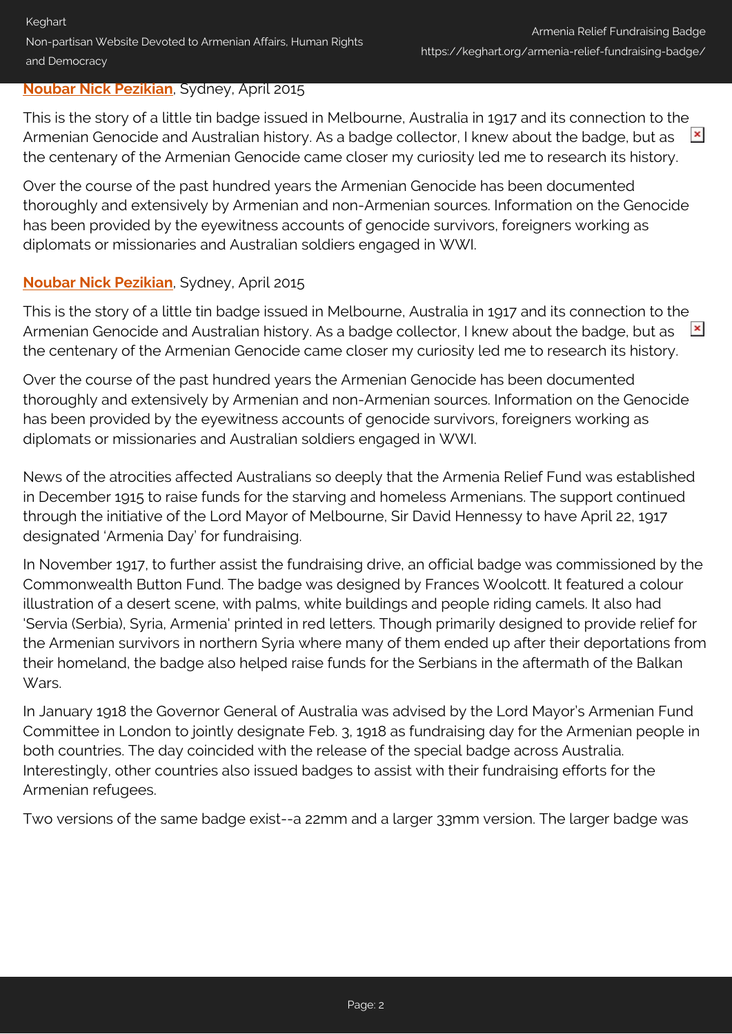**Noubar Nick Pezikian**, Sydney, April 2015

This is the story of a little tin badge issued in Melbourne, Australia in 1917 and its connection to the Armenian Genocide and Australian history. As a badge collector, I knew about the badge, but as the centenary of the Armenian Genocide came closer my curiosity led me to research its history.

Over the course of the past hundred years the Armenian Genocide has been documented thoroughly and extensively by Armenian and non-Armenian sources. Information on the Genocide has been provided by the eyewitness accounts of genocide survivors, foreigners working as diplomats or missionaries and Australian soldiers engaged in WWI.

**Noubar Nick Pezikian**, Sydney, April 2015

This is the story of a little tin badge issued in Melbourne, Australia in 1917 and its connection to the Armenian Genocide and Australian history. As a badge collector, I knew about the badge, but as the centenary of the Armenian Genocide came closer my curiosity led me to research its history.

Over the course of the past hundred years the Armenian Genocide has been documented thoroughly and extensively by Armenian and non-Armenian sources. Information on the Genocide has been provided by the eyewitness accounts of genocide survivors, foreigners working as diplomats or missionaries and Australian soldiers engaged in WWI.

News of the atrocities affected Australians so deeply that the Armenia Relief Fund was established in December 1915 to raise funds for the starving and homeless Armenians. The support continued through the initiative of the Lord Mayor of Melbourne, Sir David Hennessy to have April 22, 1917 designated 'Armenia Day' for fundraising.

In November 1917, to further assist the fundraising drive, an official badge was commissioned by the Commonwealth Button Fund. The badge was designed by Frances Woolcott. It featured a colour illustration of a desert scene, with palms, white buildings and people riding camels. It also had 'Servia (Serbia), Syria, Armenia' printed in red letters. Though primarily designed to provide relief for the Armenian survivors in northern Syria where many of them ended up after their deportations from their homeland, the badge also helped raise funds for the Serbians in the aftermath of the Balkan Wars.

In January 1918 the Governor General of Australia was advised by the Lord Mayor's Armenian Fund Committee in London to jointly designate Feb. 3, 1918 as fundraising day for the Armenian people in both countries. The day coincided with the release of the special badge across Australia. Interestingly, other countries also issued badges to assist with their fundraising efforts for the Armenian refugees.

Two versions of the same badge exist--a 22mm and a larger 33mm version. The larger badge was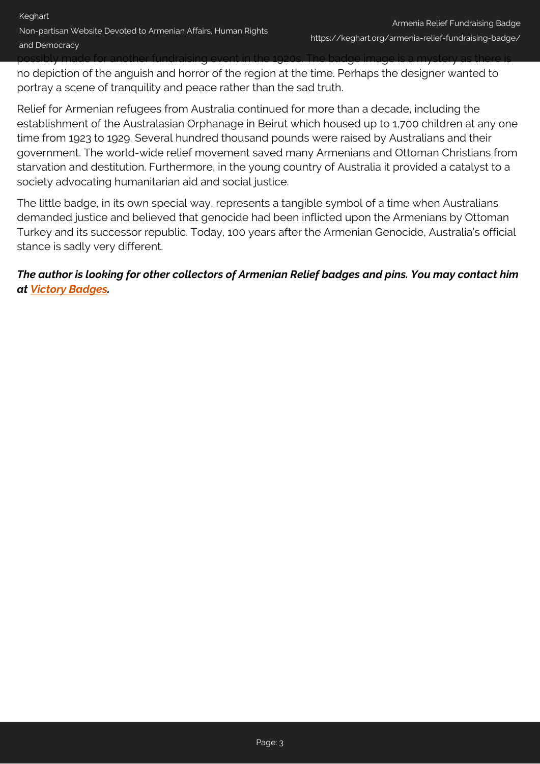possibly made for another fundraising event in the 1920s. The badge image is a mystery as there is no depiction of the anguish and horror of the region at the time. Perhaps the designer wanted to portray a scene of tranquility and peace rather than the sad truth.

Relief for Armenian refugees from Australia continued for more than a decade, including the establishment of the Australasian Orphanage in Beirut which housed up to 1,700 children at any one time from 1923 to 1929. Several hundred thousand pounds were raised by Australians and their government. The world-wide relief movement saved many Armenians and Ottoman Christians from starvation and destitution. Furthermore, in the young country of Australia it provided a catalyst to a society advocating humanitarian aid and social justice.

The little badge, in its own special way, represents a tangible symbol of a time when Australians demanded justice and believed that genocide had been inflicted upon the Armenians by Ottoman Turkey and its successor republic. Today, 100 years after the Armenian Genocide, Australia's official stance is sadly very different.

***The author is looking for other collectors of Armenian Relief badges and pins. You may contact him at Victory Badges.***